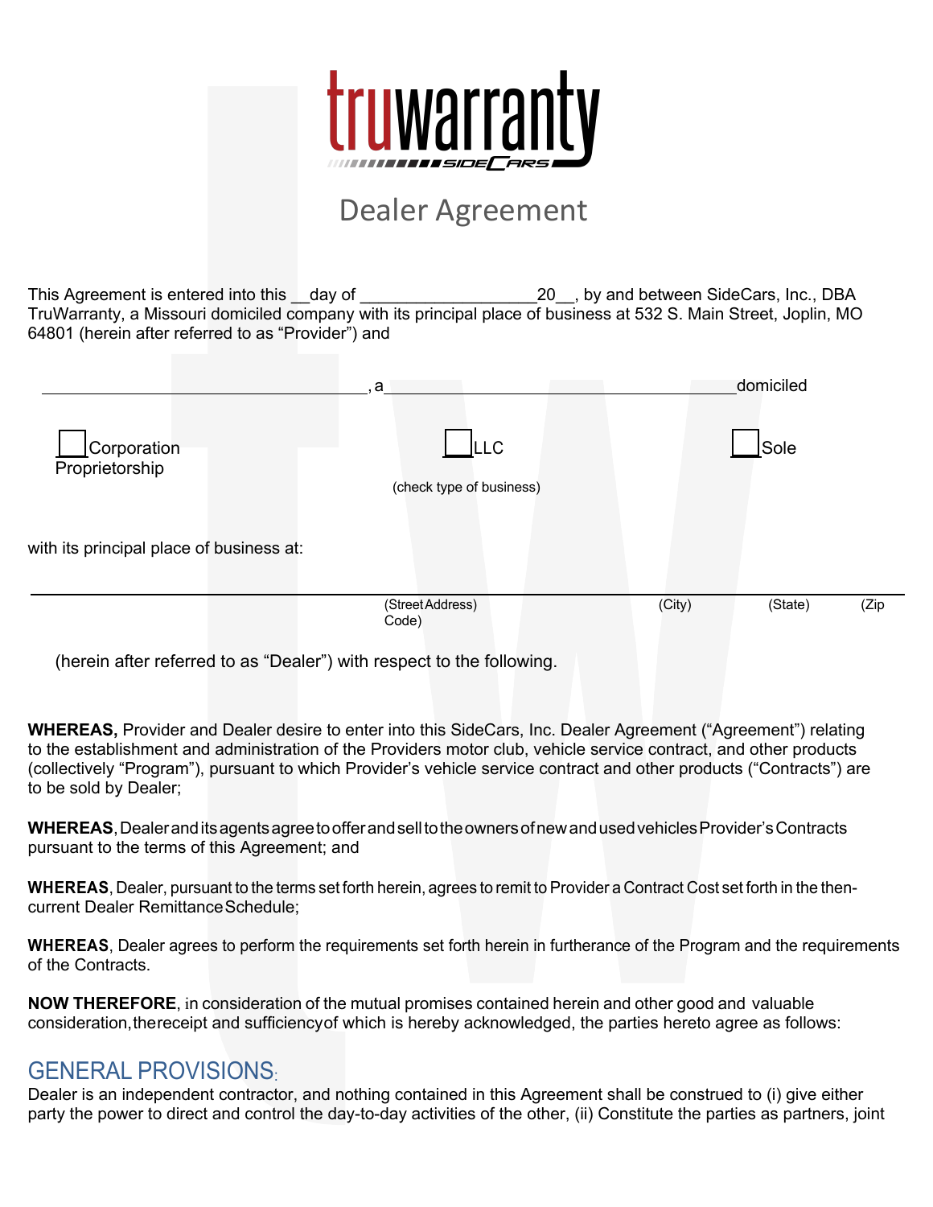truwarranty

SIDECARS

# Dealer Agreement

This Agreement is entered into this __day of __________________20__, by and between SideCars, Inc., DBA TruWarranty, a Missouri domiciled company with its principal place of business at 532 S. Main Street, Joplin, MO 64801 (herein after referred to as "Provider") and

_____________________________________, a _______________________________________ domiciled

☐ Corporation ☐ LLC ☐ Sole Proprietorship

(check type of business)

with its principal place of business at:

_______________________________________________________________________________

(Street Address) (City) (State) (Zip Code)

(herein after referred to as "Dealer") with respect to the following.

**WHEREAS,** Provider and Dealer desire to enter into this SideCars, Inc. Dealer Agreement ("Agreement") relating to the establishment and administration of the Providers motor club, vehicle service contract, and other products (collectively "Program"), pursuant to which Provider's vehicle service contract and other products ("Contracts") are to be sold by Dealer;

**WHEREAS**, Dealer and its agents agree to offer and sell to the owners of new and used vehicles Provider's Contracts pursuant to the terms of this Agreement; and

**WHEREAS**, Dealer, pursuant to the terms set forth herein, agrees to remit to Provider a Contract Cost set forth in the then-current Dealer Remittance Schedule;

**WHEREAS**, Dealer agrees to perform the requirements set forth herein in furtherance of the Program and the requirements of the Contracts.

**NOW THEREFORE**, in consideration of the mutual promises contained herein and other good and valuable consideration, the receipt and sufficiency of which is hereby acknowledged, the parties hereto agree as follows:

## GENERAL PROVISIONS:

Dealer is an independent contractor, and nothing contained in this Agreement shall be construed to (i) give either party the power to direct and control the day-to-day activities of the other, (ii) Constitute the parties as partners, joint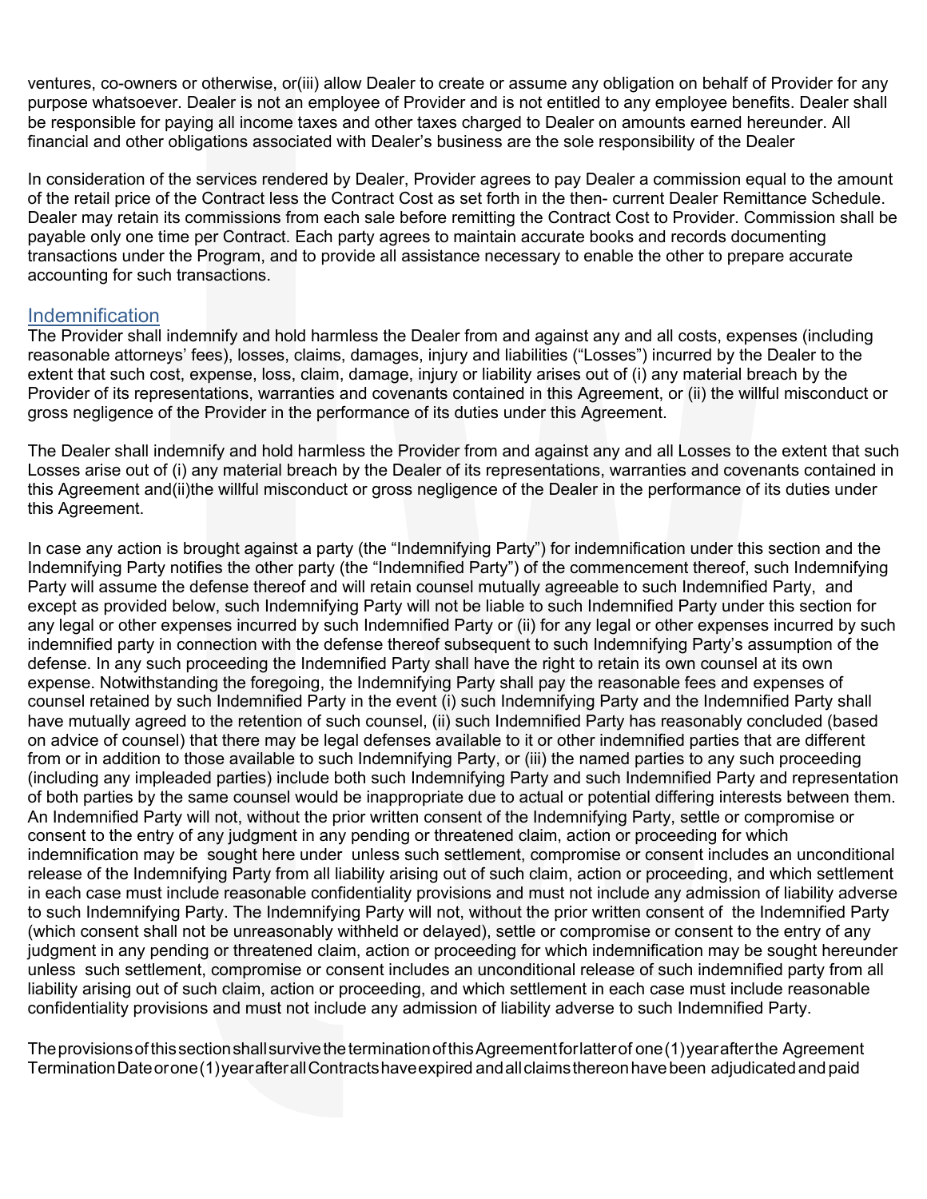ventures, co-owners or otherwise, or(iii) allow Dealer to create or assume any obligation on behalf of Provider for any purpose whatsoever. Dealer is not an employee of Provider and is not entitled to any employee benefits. Dealer shall be responsible for paying all income taxes and other taxes charged to Dealer on amounts earned hereunder. All financial and other obligations associated with Dealer's business are the sole responsibility of the Dealer

In consideration of the services rendered by Dealer, Provider agrees to pay Dealer a commission equal to the amount of the retail price of the Contract less the Contract Cost as set forth in the then- current Dealer Remittance Schedule. Dealer may retain its commissions from each sale before remitting the Contract Cost to Provider. Commission shall be payable only one time per Contract. Each party agrees to maintain accurate books and records documenting transactions under the Program, and to provide all assistance necessary to enable the other to prepare accurate accounting for such transactions.

## Indemnification

The Provider shall indemnify and hold harmless the Dealer from and against any and all costs, expenses (including reasonable attorneys' fees), losses, claims, damages, injury and liabilities ("Losses") incurred by the Dealer to the extent that such cost, expense, loss, claim, damage, injury or liability arises out of (i) any material breach by the Provider of its representations, warranties and covenants contained in this Agreement, or (ii) the willful misconduct or gross negligence of the Provider in the performance of its duties under this Agreement.

The Dealer shall indemnify and hold harmless the Provider from and against any and all Losses to the extent that such Losses arise out of (i) any material breach by the Dealer of its representations, warranties and covenants contained in this Agreement and(ii)the willful misconduct or gross negligence of the Dealer in the performance of its duties under this Agreement.

In case any action is brought against a party (the "Indemnifying Party") for indemnification under this section and the Indemnifying Party notifies the other party (the "Indemnified Party") of the commencement thereof, such Indemnifying Party will assume the defense thereof and will retain counsel mutually agreeable to such Indemnified Party, and except as provided below, such Indemnifying Party will not be liable to such Indemnified Party under this section for any legal or other expenses incurred by such Indemnified Party or (ii) for any legal or other expenses incurred by such indemnified party in connection with the defense thereof subsequent to such Indemnifying Party's assumption of the defense. In any such proceeding the Indemnified Party shall have the right to retain its own counsel at its own expense. Notwithstanding the foregoing, the Indemnifying Party shall pay the reasonable fees and expenses of counsel retained by such Indemnified Party in the event (i) such Indemnifying Party and the Indemnified Party shall have mutually agreed to the retention of such counsel, (ii) such Indemnified Party has reasonably concluded (based on advice of counsel) that there may be legal defenses available to it or other indemnified parties that are different from or in addition to those available to such Indemnifying Party, or (iii) the named parties to any such proceeding (including any impleaded parties) include both such Indemnifying Party and such Indemnified Party and representation of both parties by the same counsel would be inappropriate due to actual or potential differing interests between them. An Indemnified Party will not, without the prior written consent of the Indemnifying Party, settle or compromise or consent to the entry of any judgment in any pending or threatened claim, action or proceeding for which indemnification may be sought here under unless such settlement, compromise or consent includes an unconditional release of the Indemnifying Party from all liability arising out of such claim, action or proceeding, and which settlement in each case must include reasonable confidentiality provisions and must not include any admission of liability adverse to such Indemnifying Party. The Indemnifying Party will not, without the prior written consent of the Indemnified Party (which consent shall not be unreasonably withheld or delayed), settle or compromise or consent to the entry of any judgment in any pending or threatened claim, action or proceeding for which indemnification may be sought hereunder unless such settlement, compromise or consent includes an unconditional release of such indemnified party from all liability arising out of such claim, action or proceeding, and which settlement in each case must include reasonable confidentiality provisions and must not include any admission of liability adverse to such Indemnified Party.

The provisions of this section shall survive the termination of this Agreement for latter of one (1) year after the Agreement Termination Date or one (1) year after all Contracts have expired and all claims thereon have been adjudicated and paid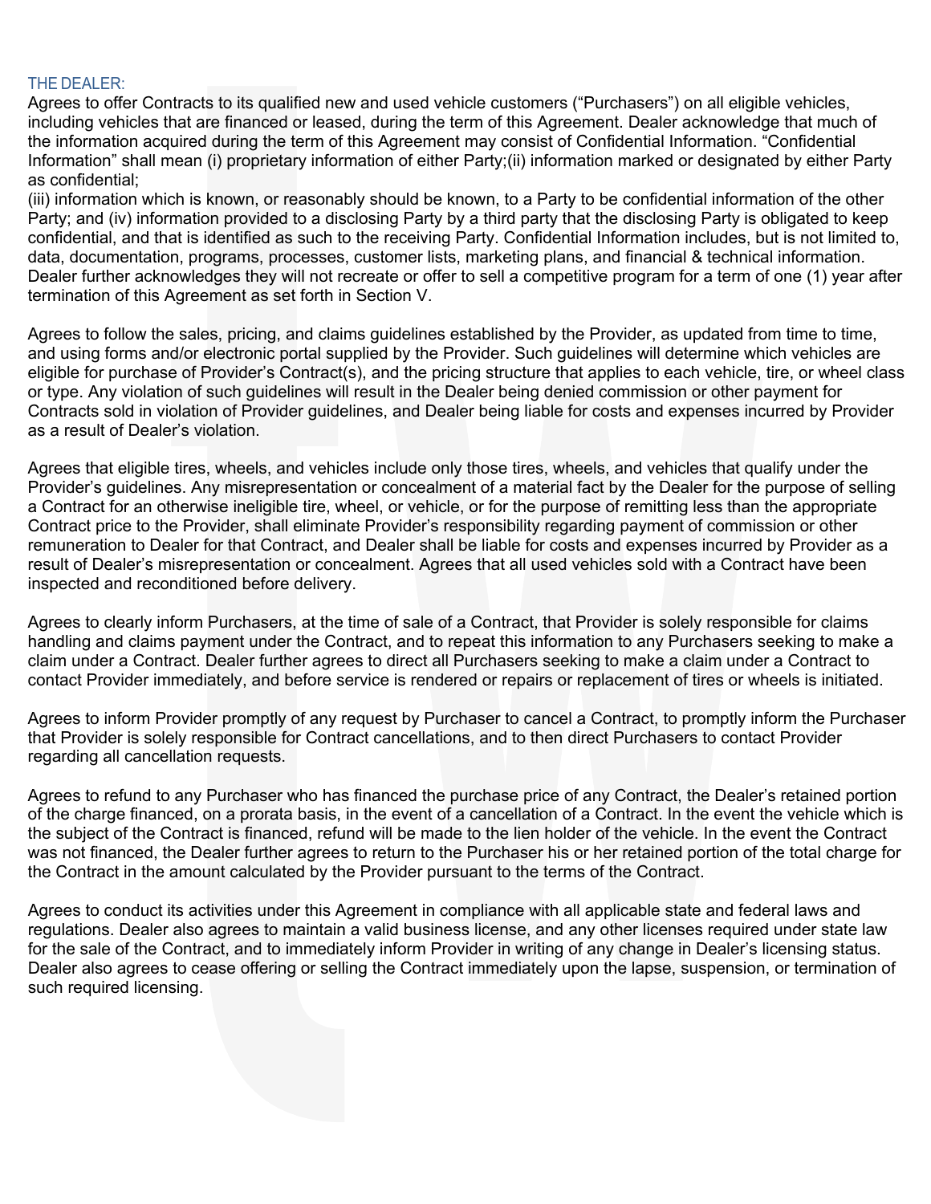## THE DEALER:

Agrees to offer Contracts to its qualified new and used vehicle customers ("Purchasers") on all eligible vehicles, including vehicles that are financed or leased, during the term of this Agreement. Dealer acknowledge that much of the information acquired during the term of this Agreement may consist of Confidential Information. "Confidential Information" shall mean (i) proprietary information of either Party;(ii) information marked or designated by either Party as confidential;
(iii) information which is known, or reasonably should be known, to a Party to be confidential information of the other Party; and (iv) information provided to a disclosing Party by a third party that the disclosing Party is obligated to keep confidential, and that is identified as such to the receiving Party. Confidential Information includes, but is not limited to, data, documentation, programs, processes, customer lists, marketing plans, and financial & technical information. Dealer further acknowledges they will not recreate or offer to sell a competitive program for a term of one (1) year after termination of this Agreement as set forth in Section V.

Agrees to follow the sales, pricing, and claims guidelines established by the Provider, as updated from time to time, and using forms and/or electronic portal supplied by the Provider. Such guidelines will determine which vehicles are eligible for purchase of Provider's Contract(s), and the pricing structure that applies to each vehicle, tire, or wheel class or type. Any violation of such guidelines will result in the Dealer being denied commission or other payment for Contracts sold in violation of Provider guidelines, and Dealer being liable for costs and expenses incurred by Provider as a result of Dealer's violation.

Agrees that eligible tires, wheels, and vehicles include only those tires, wheels, and vehicles that qualify under the Provider's guidelines. Any misrepresentation or concealment of a material fact by the Dealer for the purpose of selling a Contract for an otherwise ineligible tire, wheel, or vehicle, or for the purpose of remitting less than the appropriate Contract price to the Provider, shall eliminate Provider's responsibility regarding payment of commission or other remuneration to Dealer for that Contract, and Dealer shall be liable for costs and expenses incurred by Provider as a result of Dealer's misrepresentation or concealment. Agrees that all used vehicles sold with a Contract have been inspected and reconditioned before delivery.

Agrees to clearly inform Purchasers, at the time of sale of a Contract, that Provider is solely responsible for claims handling and claims payment under the Contract, and to repeat this information to any Purchasers seeking to make a claim under a Contract. Dealer further agrees to direct all Purchasers seeking to make a claim under a Contract to contact Provider immediately, and before service is rendered or repairs or replacement of tires or wheels is initiated.

Agrees to inform Provider promptly of any request by Purchaser to cancel a Contract, to promptly inform the Purchaser that Provider is solely responsible for Contract cancellations, and to then direct Purchasers to contact Provider regarding all cancellation requests.

Agrees to refund to any Purchaser who has financed the purchase price of any Contract, the Dealer's retained portion of the charge financed, on a prorata basis, in the event of a cancellation of a Contract. In the event the vehicle which is the subject of the Contract is financed, refund will be made to the lien holder of the vehicle. In the event the Contract was not financed, the Dealer further agrees to return to the Purchaser his or her retained portion of the total charge for the Contract in the amount calculated by the Provider pursuant to the terms of the Contract.

Agrees to conduct its activities under this Agreement in compliance with all applicable state and federal laws and regulations. Dealer also agrees to maintain a valid business license, and any other licenses required under state law for the sale of the Contract, and to immediately inform Provider in writing of any change in Dealer's licensing status. Dealer also agrees to cease offering or selling the Contract immediately upon the lapse, suspension, or termination of such required licensing.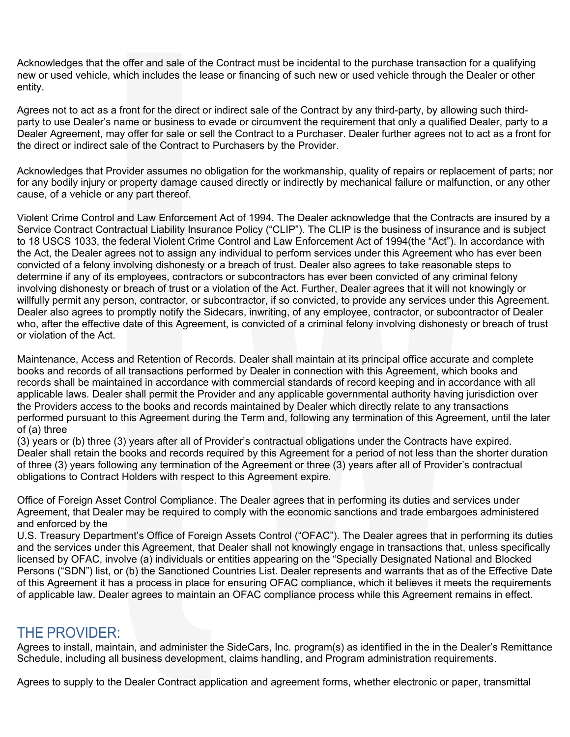Acknowledges that the offer and sale of the Contract must be incidental to the purchase transaction for a qualifying new or used vehicle, which includes the lease or financing of such new or used vehicle through the Dealer or other entity.

Agrees not to act as a front for the direct or indirect sale of the Contract by any third-party, by allowing such third-party to use Dealer's name or business to evade or circumvent the requirement that only a qualified Dealer, party to a Dealer Agreement, may offer for sale or sell the Contract to a Purchaser. Dealer further agrees not to act as a front for the direct or indirect sale of the Contract to Purchasers by the Provider.

Acknowledges that Provider assumes no obligation for the workmanship, quality of repairs or replacement of parts; nor for any bodily injury or property damage caused directly or indirectly by mechanical failure or malfunction, or any other cause, of a vehicle or any part thereof.

Violent Crime Control and Law Enforcement Act of 1994. The Dealer acknowledge that the Contracts are insured by a Service Contract Contractual Liability Insurance Policy ("CLIP"). The CLIP is the business of insurance and is subject to 18 USCS 1033, the federal Violent Crime Control and Law Enforcement Act of 1994(the "Act"). In accordance with the Act, the Dealer agrees not to assign any individual to perform services under this Agreement who has ever been convicted of a felony involving dishonesty or a breach of trust. Dealer also agrees to take reasonable steps to determine if any of its employees, contractors or subcontractors has ever been convicted of any criminal felony involving dishonesty or breach of trust or a violation of the Act. Further, Dealer agrees that it will not knowingly or willfully permit any person, contractor, or subcontractor, if so convicted, to provide any services under this Agreement. Dealer also agrees to promptly notify the Sidecars, inwriting, of any employee, contractor, or subcontractor of Dealer who, after the effective date of this Agreement, is convicted of a criminal felony involving dishonesty or breach of trust or violation of the Act.

Maintenance, Access and Retention of Records. Dealer shall maintain at its principal office accurate and complete books and records of all transactions performed by Dealer in connection with this Agreement, which books and records shall be maintained in accordance with commercial standards of record keeping and in accordance with all applicable laws. Dealer shall permit the Provider and any applicable governmental authority having jurisdiction over the Providers access to the books and records maintained by Dealer which directly relate to any transactions performed pursuant to this Agreement during the Term and, following any termination of this Agreement, until the later of (a) three
(3) years or (b) three (3) years after all of Provider's contractual obligations under the Contracts have expired. Dealer shall retain the books and records required by this Agreement for a period of not less than the shorter duration of three (3) years following any termination of the Agreement or three (3) years after all of Provider's contractual obligations to Contract Holders with respect to this Agreement expire.

Office of Foreign Asset Control Compliance. The Dealer agrees that in performing its duties and services under Agreement, that Dealer may be required to comply with the economic sanctions and trade embargoes administered and enforced by the
U.S. Treasury Department's Office of Foreign Assets Control ("OFAC"). The Dealer agrees that in performing its duties and the services under this Agreement, that Dealer shall not knowingly engage in transactions that, unless specifically licensed by OFAC, involve (a) individuals or entities appearing on the "Specially Designated National and Blocked Persons ("SDN") list, or (b) the Sanctioned Countries List. Dealer represents and warrants that as of the Effective Date of this Agreement it has a process in place for ensuring OFAC compliance, which it believes it meets the requirements of applicable law. Dealer agrees to maintain an OFAC compliance process while this Agreement remains in effect.

## THE PROVIDER:

Agrees to install, maintain, and administer the SideCars, Inc. program(s) as identified in the in the Dealer's Remittance Schedule, including all business development, claims handling, and Program administration requirements.

Agrees to supply to the Dealer Contract application and agreement forms, whether electronic or paper, transmittal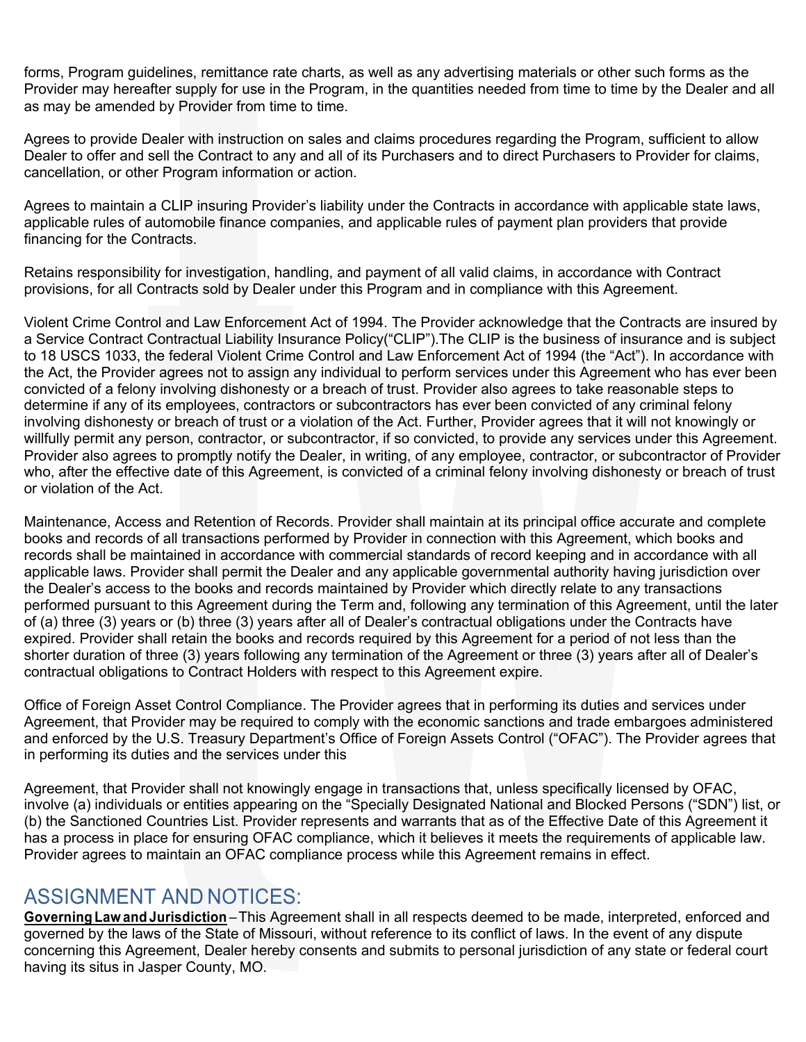forms, Program guidelines, remittance rate charts, as well as any advertising materials or other such forms as the Provider may hereafter supply for use in the Program, in the quantities needed from time to time by the Dealer and all as may be amended by Provider from time to time.

Agrees to provide Dealer with instruction on sales and claims procedures regarding the Program, sufficient to allow Dealer to offer and sell the Contract to any and all of its Purchasers and to direct Purchasers to Provider for claims, cancellation, or other Program information or action.

Agrees to maintain a CLIP insuring Provider's liability under the Contracts in accordance with applicable state laws, applicable rules of automobile finance companies, and applicable rules of payment plan providers that provide financing for the Contracts.

Retains responsibility for investigation, handling, and payment of all valid claims, in accordance with Contract provisions, for all Contracts sold by Dealer under this Program and in compliance with this Agreement.

Violent Crime Control and Law Enforcement Act of 1994. The Provider acknowledge that the Contracts are insured by a Service Contract Contractual Liability Insurance Policy("CLIP").The CLIP is the business of insurance and is subject to 18 USCS 1033, the federal Violent Crime Control and Law Enforcement Act of 1994 (the "Act"). In accordance with the Act, the Provider agrees not to assign any individual to perform services under this Agreement who has ever been convicted of a felony involving dishonesty or a breach of trust. Provider also agrees to take reasonable steps to determine if any of its employees, contractors or subcontractors has ever been convicted of any criminal felony involving dishonesty or breach of trust or a violation of the Act. Further, Provider agrees that it will not knowingly or willfully permit any person, contractor, or subcontractor, if so convicted, to provide any services under this Agreement. Provider also agrees to promptly notify the Dealer, in writing, of any employee, contractor, or subcontractor of Provider who, after the effective date of this Agreement, is convicted of a criminal felony involving dishonesty or breach of trust or violation of the Act.

Maintenance, Access and Retention of Records. Provider shall maintain at its principal office accurate and complete books and records of all transactions performed by Provider in connection with this Agreement, which books and records shall be maintained in accordance with commercial standards of record keeping and in accordance with all applicable laws. Provider shall permit the Dealer and any applicable governmental authority having jurisdiction over the Dealer's access to the books and records maintained by Provider which directly relate to any transactions performed pursuant to this Agreement during the Term and, following any termination of this Agreement, until the later of (a) three (3) years or (b) three (3) years after all of Dealer's contractual obligations under the Contracts have expired. Provider shall retain the books and records required by this Agreement for a period of not less than the shorter duration of three (3) years following any termination of the Agreement or three (3) years after all of Dealer's contractual obligations to Contract Holders with respect to this Agreement expire.

Office of Foreign Asset Control Compliance. The Provider agrees that in performing its duties and services under Agreement, that Provider may be required to comply with the economic sanctions and trade embargoes administered and enforced by the U.S. Treasury Department's Office of Foreign Assets Control ("OFAC"). The Provider agrees that in performing its duties and the services under this

Agreement, that Provider shall not knowingly engage in transactions that, unless specifically licensed by OFAC, involve (a) individuals or entities appearing on the "Specially Designated National and Blocked Persons ("SDN") list, or (b) the Sanctioned Countries List. Provider represents and warrants that as of the Effective Date of this Agreement it has a process in place for ensuring OFAC compliance, which it believes it meets the requirements of applicable law. Provider agrees to maintain an OFAC compliance process while this Agreement remains in effect.

## ASSIGNMENT AND NOTICES:

**Governing Law and Jurisdiction** – This Agreement shall in all respects deemed to be made, interpreted, enforced and governed by the laws of the State of Missouri, without reference to its conflict of laws. In the event of any dispute concerning this Agreement, Dealer hereby consents and submits to personal jurisdiction of any state or federal court having its situs in Jasper County, MO.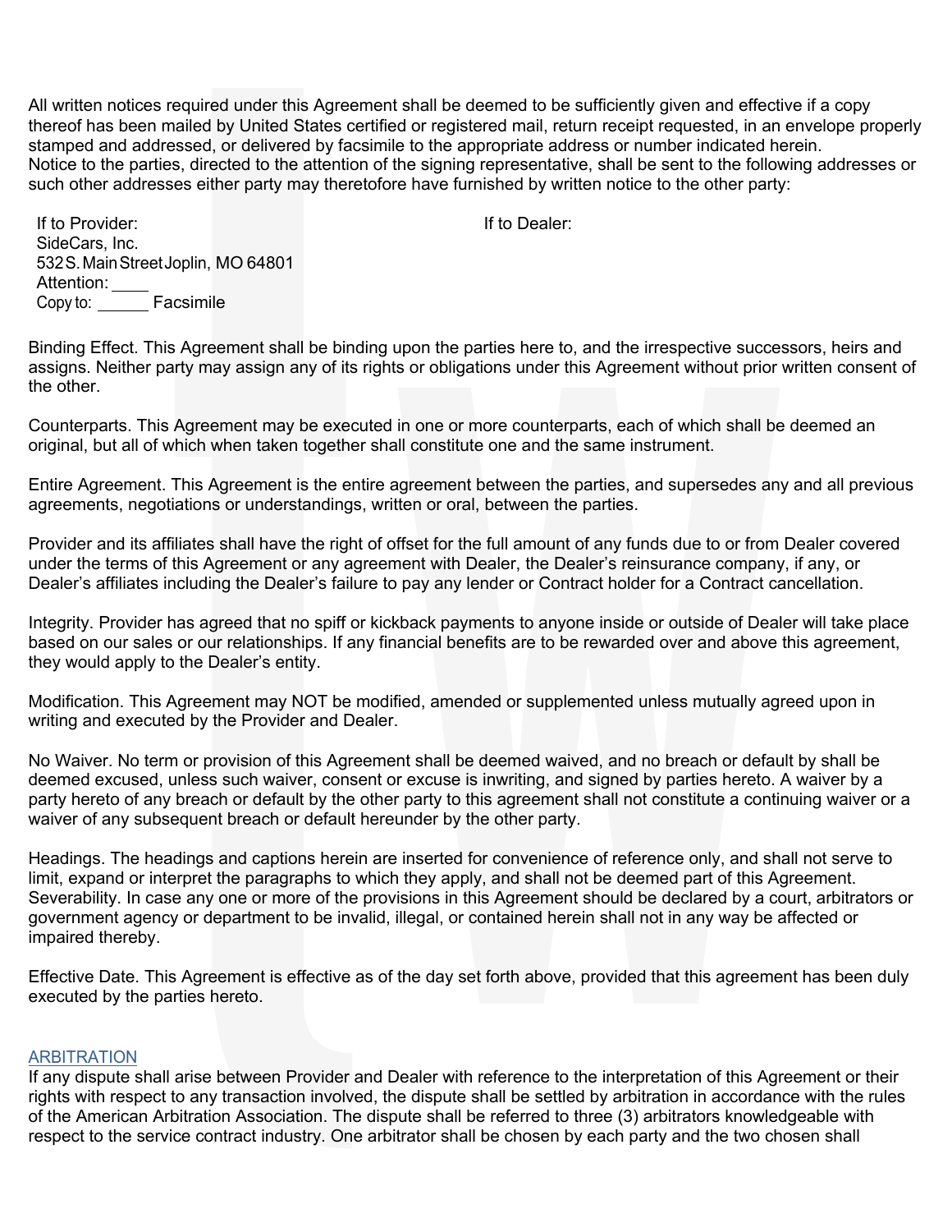All written notices required under this Agreement shall be deemed to be sufficiently given and effective if a copy thereof has been mailed by United States certified or registered mail, return receipt requested, in an envelope properly stamped and addressed, or delivered by facsimile to the appropriate address or number indicated herein.
Notice to the parties, directed to the attention of the signing representative, shall be sent to the following addresses or such other addresses either party may theretofore have furnished by written notice to the other party:

If to Provider:
SideCars, Inc.
532 S. Main Street Joplin, MO 64801
Attention: ____
Copy to: ______ Facsimile

If to Dealer:

Binding Effect. This Agreement shall be binding upon the parties here to, and the irrespective successors, heirs and assigns. Neither party may assign any of its rights or obligations under this Agreement without prior written consent of the other.

Counterparts. This Agreement may be executed in one or more counterparts, each of which shall be deemed an original, but all of which when taken together shall constitute one and the same instrument.

Entire Agreement. This Agreement is the entire agreement between the parties, and supersedes any and all previous agreements, negotiations or understandings, written or oral, between the parties.

Provider and its affiliates shall have the right of offset for the full amount of any funds due to or from Dealer covered under the terms of this Agreement or any agreement with Dealer, the Dealer's reinsurance company, if any, or Dealer's affiliates including the Dealer's failure to pay any lender or Contract holder for a Contract cancellation.

Integrity. Provider has agreed that no spiff or kickback payments to anyone inside or outside of Dealer will take place based on our sales or our relationships. If any financial benefits are to be rewarded over and above this agreement, they would apply to the Dealer's entity.

Modification. This Agreement may NOT be modified, amended or supplemented unless mutually agreed upon in writing and executed by the Provider and Dealer.

No Waiver. No term or provision of this Agreement shall be deemed waived, and no breach or default by shall be deemed excused, unless such waiver, consent or excuse is inwriting, and signed by parties hereto. A waiver by a party hereto of any breach or default by the other party to this agreement shall not constitute a continuing waiver or a waiver of any subsequent breach or default hereunder by the other party.

Headings. The headings and captions herein are inserted for convenience of reference only, and shall not serve to limit, expand or interpret the paragraphs to which they apply, and shall not be deemed part of this Agreement.
Severability. In case any one or more of the provisions in this Agreement should be declared by a court, arbitrators or government agency or department to be invalid, illegal, or contained herein shall not in any way be affected or impaired thereby.

Effective Date. This Agreement is effective as of the day set forth above, provided that this agreement has been duly executed by the parties hereto.

## ARBITRATION

If any dispute shall arise between Provider and Dealer with reference to the interpretation of this Agreement or their rights with respect to any transaction involved, the dispute shall be settled by arbitration in accordance with the rules of the American Arbitration Association. The dispute shall be referred to three (3) arbitrators knowledgeable with respect to the service contract industry. One arbitrator shall be chosen by each party and the two chosen shall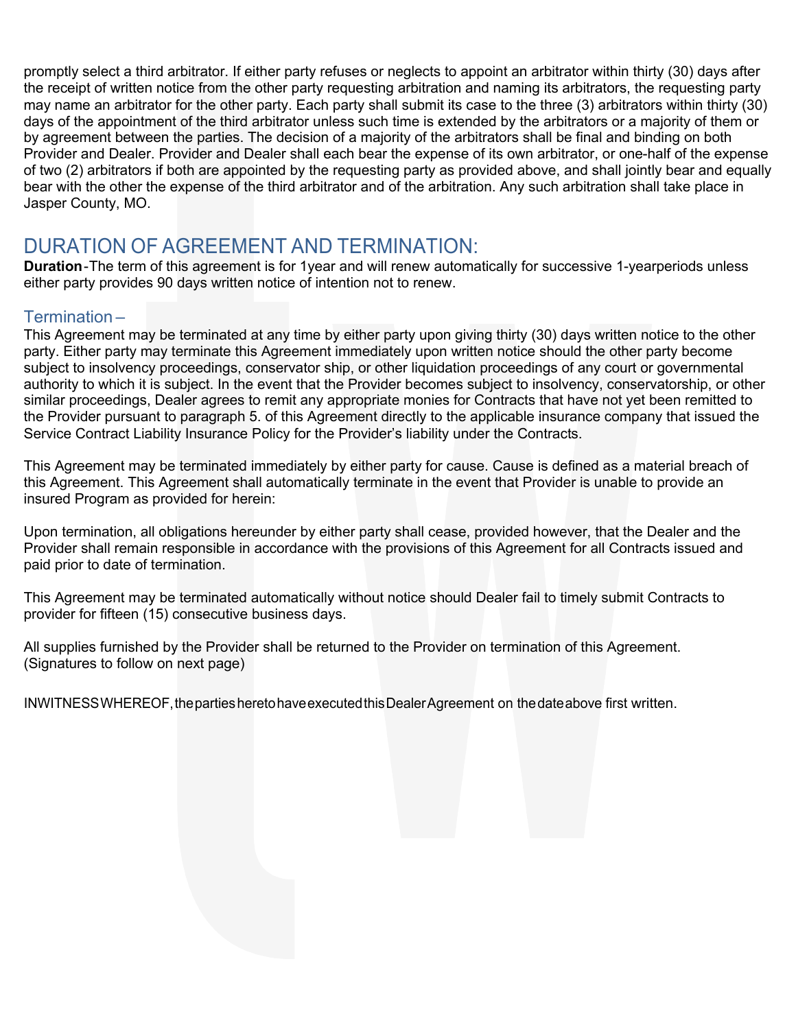promptly select a third arbitrator. If either party refuses or neglects to appoint an arbitrator within thirty (30) days after the receipt of written notice from the other party requesting arbitration and naming its arbitrators, the requesting party may name an arbitrator for the other party. Each party shall submit its case to the three (3) arbitrators within thirty (30) days of the appointment of the third arbitrator unless such time is extended by the arbitrators or a majority of them or by agreement between the parties. The decision of a majority of the arbitrators shall be final and binding on both Provider and Dealer. Provider and Dealer shall each bear the expense of its own arbitrator, or one-half of the expense of two (2) arbitrators if both are appointed by the requesting party as provided above, and shall jointly bear and equally bear with the other the expense of the third arbitrator and of the arbitration. Any such arbitration shall take place in Jasper County, MO.

## DURATION OF AGREEMENT AND TERMINATION:

**Duration**-The term of this agreement is for 1year and will renew automatically for successive 1-yearperiods unless either party provides 90 days written notice of intention not to renew.

### Termination –

This Agreement may be terminated at any time by either party upon giving thirty (30) days written notice to the other party. Either party may terminate this Agreement immediately upon written notice should the other party become subject to insolvency proceedings, conservator ship, or other liquidation proceedings of any court or governmental authority to which it is subject. In the event that the Provider becomes subject to insolvency, conservatorship, or other similar proceedings, Dealer agrees to remit any appropriate monies for Contracts that have not yet been remitted to the Provider pursuant to paragraph 5. of this Agreement directly to the applicable insurance company that issued the Service Contract Liability Insurance Policy for the Provider's liability under the Contracts.

This Agreement may be terminated immediately by either party for cause. Cause is defined as a material breach of this Agreement. This Agreement shall automatically terminate in the event that Provider is unable to provide an insured Program as provided for herein:

Upon termination, all obligations hereunder by either party shall cease, provided however, that the Dealer and the Provider shall remain responsible in accordance with the provisions of this Agreement for all Contracts issued and paid prior to date of termination.

This Agreement may be terminated automatically without notice should Dealer fail to timely submit Contracts to provider for fifteen (15) consecutive business days.

All supplies furnished by the Provider shall be returned to the Provider on termination of this Agreement.
(Signatures to follow on next page)

INWITNESSWHEREOF,thepartiesheretohaveexecutedthisDealerAgreement on thedateabove first written.